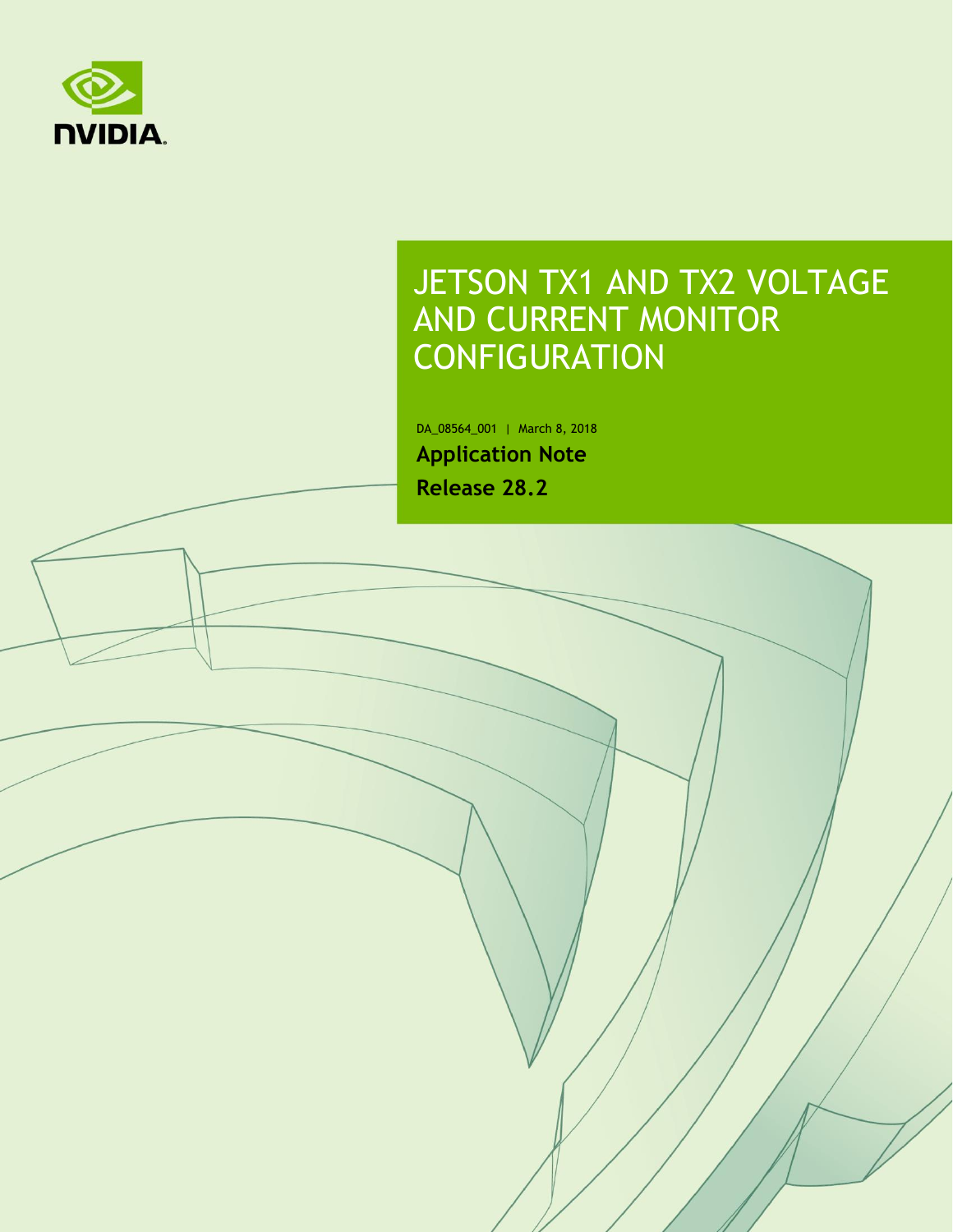# JETSON TX1 AND TX2 VOLTAGE AND CURRENT MONITOR CONFIGURATION

DA_08564_001 | March 8, 2018

**Application Note**

**Release 28.2**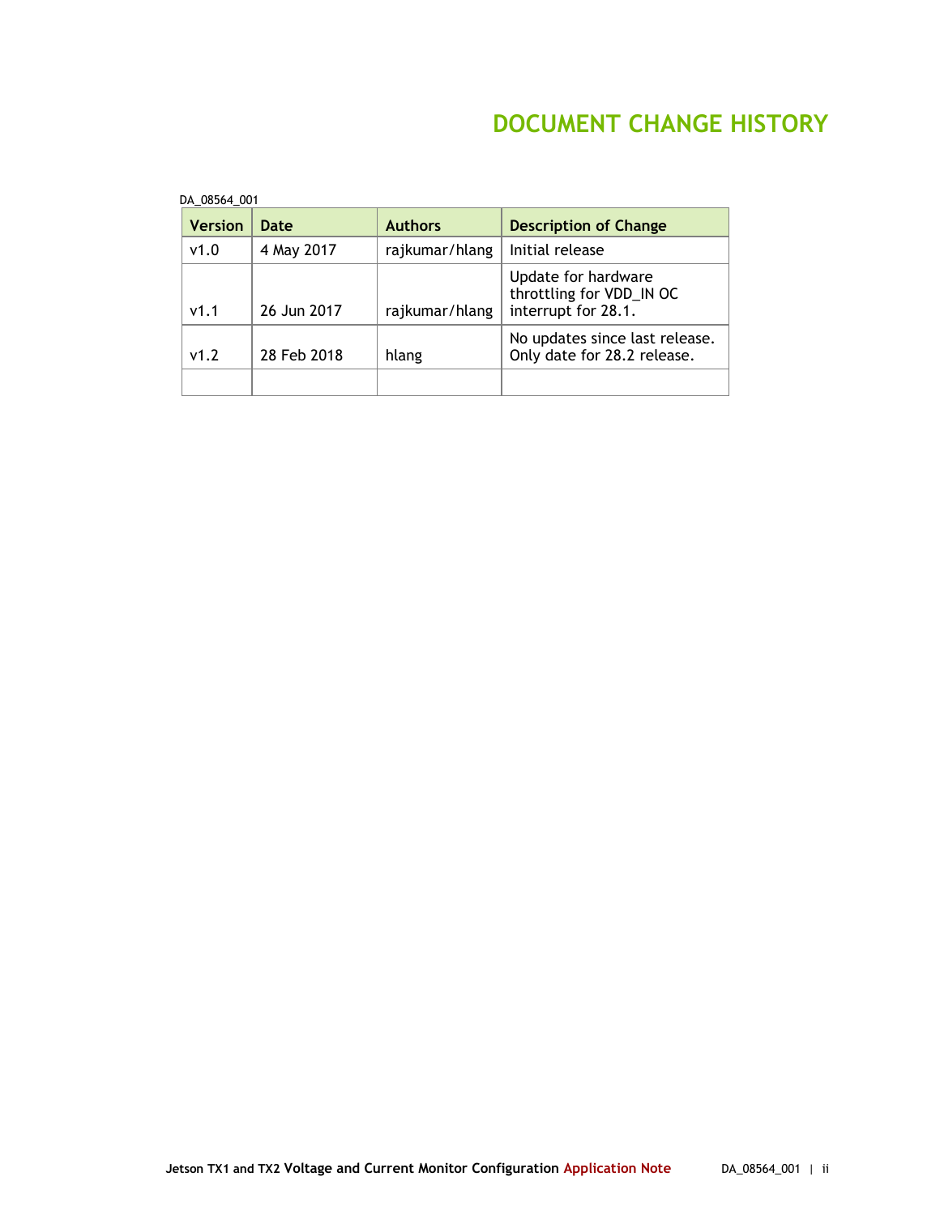# DOCUMENT CHANGE HISTORY

DA_08564_001

| Version | Date | Authors | Description of Change |
|---|---|---|---|
| v1.0 | 4 May 2017 | rajkumar/hlang | Initial release |
| v1.1 | 26 Jun 2017 | rajkumar/hlang | Update for hardware throttling for VDD_IN OC interrupt for 28.1. |
| v1.2 | 28 Feb 2018 | hlang | No updates since last release. Only date for 28.2 release. |
| | | | |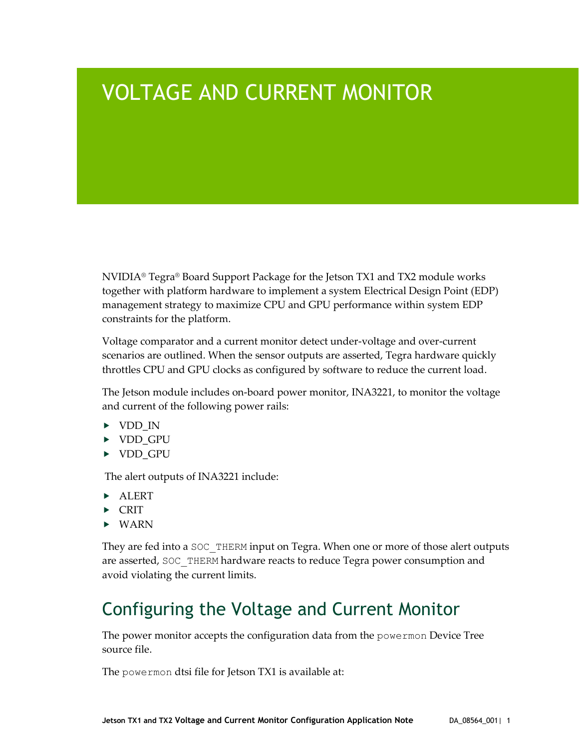# VOLTAGE AND CURRENT MONITOR

NVIDIA® Tegra® Board Support Package for the Jetson TX1 and TX2 module works together with platform hardware to implement a system Electrical Design Point (EDP) management strategy to maximize CPU and GPU performance within system EDP constraints for the platform.

Voltage comparator and a current monitor detect under-voltage and over-current scenarios are outlined. When the sensor outputs are asserted, Tegra hardware quickly throttles CPU and GPU clocks as configured by software to reduce the current load.

The Jetson module includes on-board power monitor, INA3221, to monitor the voltage and current of the following power rails:

- VDD_IN
- VDD_GPU
- VDD_GPU

The alert outputs of INA3221 include:

- ALERT
- CRIT
- WARN

They are fed into a `SOC_THERM` input on Tegra. When one or more of those alert outputs are asserted, `SOC_THERM` hardware reacts to reduce Tegra power consumption and avoid violating the current limits.

## Configuring the Voltage and Current Monitor

The power monitor accepts the configuration data from the `powermon` Device Tree source file.

The `powermon` dtsi file for Jetson TX1 is available at: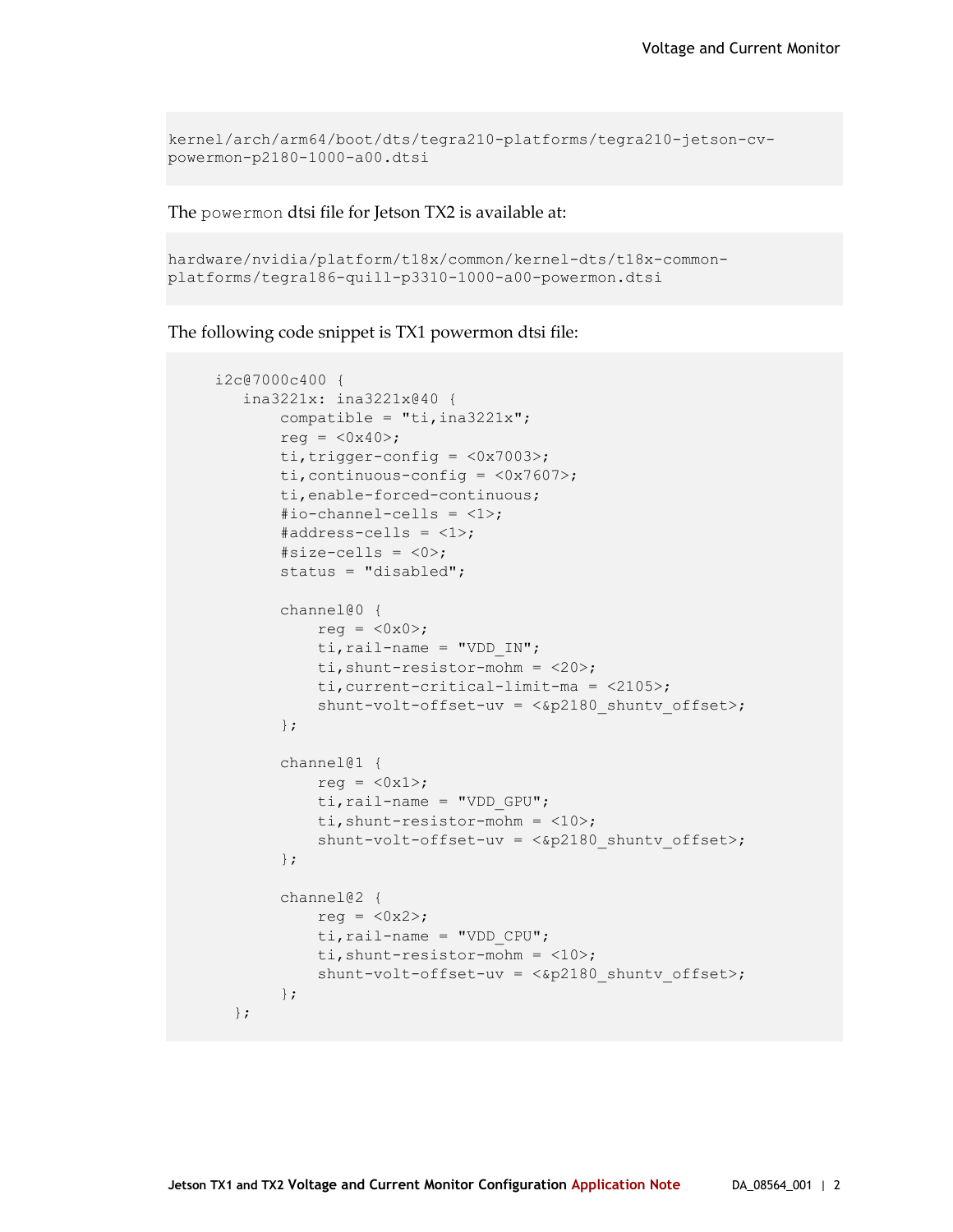```
kernel/arch/arm64/boot/dts/tegra210-platforms/tegra210-jetson-cv-
powermon-p2180-1000-a00.dtsi
```

The `powermon` dtsi file for Jetson TX2 is available at:

```
hardware/nvidia/platform/t18x/common/kernel-dts/t18x-common-
platforms/tegra186-quill-p3310-1000-a00-powermon.dtsi
```

The following code snippet is TX1 powermon dtsi file:

```
    i2c@7000c400 {
       ina3221x: ina3221x@40 {
           compatible = "ti,ina3221x";
           reg = <0x40>;
           ti,trigger-config = <0x7003>;
           ti,continuous-config = <0x7607>;
           ti,enable-forced-continuous;
           #io-channel-cells = <1>;
           #address-cells = <1>;
           #size-cells = <0>;
           status = "disabled";

           channel@0 {
               reg = <0x0>;
               ti,rail-name = "VDD_IN";
               ti,shunt-resistor-mohm = <20>;
               ti,current-critical-limit-ma = <2105>;
               shunt-volt-offset-uv = <&p2180_shuntv_offset>;
           };

           channel@1 {
               reg = <0x1>;
               ti,rail-name = "VDD_GPU";
               ti,shunt-resistor-mohm = <10>;
               shunt-volt-offset-uv = <&p2180_shuntv_offset>;
           };

           channel@2 {
               reg = <0x2>;
               ti,rail-name = "VDD_CPU";
               ti,shunt-resistor-mohm = <10>;
               shunt-volt-offset-uv = <&p2180_shuntv_offset>;
           };
      };
```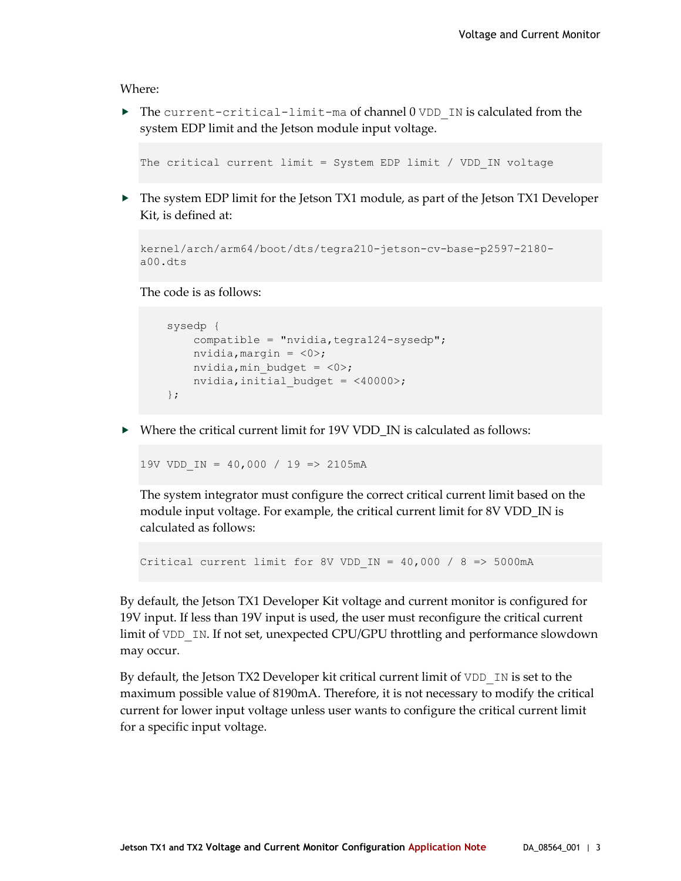Where:

- The `current-critical-limit-ma` of channel 0 `VDD_IN` is calculated from the system EDP limit and the Jetson module input voltage.

  ```
  The critical current limit = System EDP limit / VDD_IN voltage
  ```

- The system EDP limit for the Jetson TX1 module, as part of the Jetson TX1 Developer Kit, is defined at:

  ```
  kernel/arch/arm64/boot/dts/tegra210-jetson-cv-base-p2597-2180-a00.dts
  ```

  The code is as follows:

  ```
      sysedp {
          compatible = "nvidia,tegra124-sysedp";
          nvidia,margin = <0>;
          nvidia,min_budget = <0>;
          nvidia,initial_budget = <40000>;
      };
  ```

- Where the critical current limit for 19V VDD_IN is calculated as follows:

  ```
  19V VDD_IN = 40,000 / 19 => 2105mA
  ```

  The system integrator must configure the correct critical current limit based on the module input voltage. For example, the critical current limit for 8V VDD_IN is calculated as follows:

  ```
  Critical current limit for 8V VDD_IN = 40,000 / 8 => 5000mA
  ```

By default, the Jetson TX1 Developer Kit voltage and current monitor is configured for 19V input. If less than 19V input is used, the user must reconfigure the critical current limit of `VDD_IN`. If not set, unexpected CPU/GPU throttling and performance slowdown may occur.

By default, the Jetson TX2 Developer kit critical current limit of `VDD_IN` is set to the maximum possible value of 8190mA. Therefore, it is not necessary to modify the critical current for lower input voltage unless user wants to configure the critical current limit for a specific input voltage.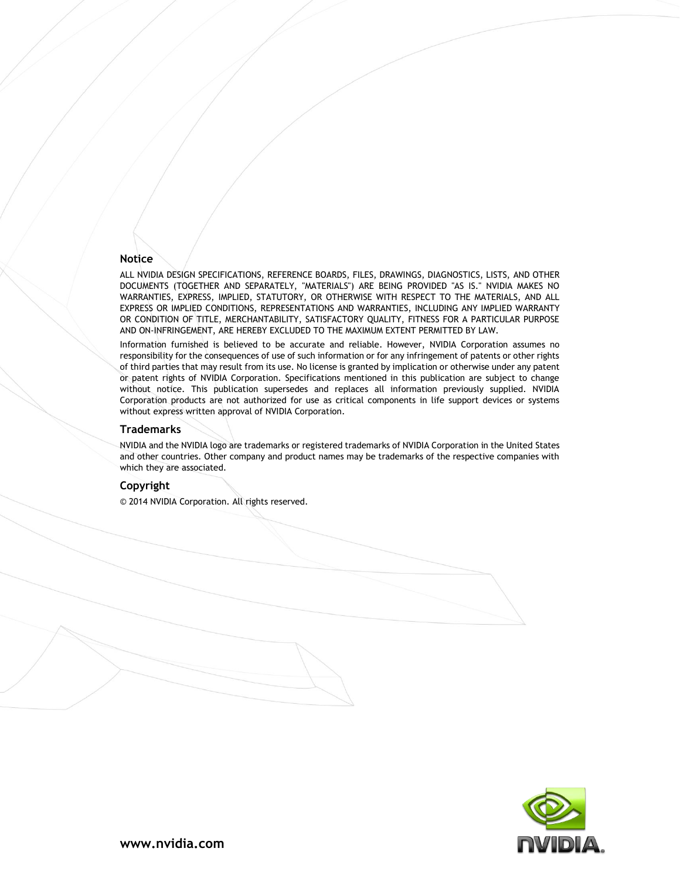## Notice

ALL NVIDIA DESIGN SPECIFICATIONS, REFERENCE BOARDS, FILES, DRAWINGS, DIAGNOSTICS, LISTS, AND OTHER DOCUMENTS (TOGETHER AND SEPARATELY, "MATERIALS") ARE BEING PROVIDED "AS IS." NVIDIA MAKES NO WARRANTIES, EXPRESS, IMPLIED, STATUTORY, OR OTHERWISE WITH RESPECT TO THE MATERIALS, AND ALL EXPRESS OR IMPLIED CONDITIONS, REPRESENTATIONS AND WARRANTIES, INCLUDING ANY IMPLIED WARRANTY OR CONDITION OF TITLE, MERCHANTABILITY, SATISFACTORY QUALITY, FITNESS FOR A PARTICULAR PURPOSE AND ON-INFRINGEMENT, ARE HEREBY EXCLUDED TO THE MAXIMUM EXTENT PERMITTED BY LAW.

Information furnished is believed to be accurate and reliable. However, NVIDIA Corporation assumes no responsibility for the consequences of use of such information or for any infringement of patents or other rights of third parties that may result from its use. No license is granted by implication or otherwise under any patent or patent rights of NVIDIA Corporation. Specifications mentioned in this publication are subject to change without notice. This publication supersedes and replaces all information previously supplied. NVIDIA Corporation products are not authorized for use as critical components in life support devices or systems without express written approval of NVIDIA Corporation.

## Trademarks

NVIDIA and the NVIDIA logo are trademarks or registered trademarks of NVIDIA Corporation in the United States and other countries. Other company and product names may be trademarks of the respective companies with which they are associated.

## Copyright

© 2014 NVIDIA Corporation. All rights reserved.

**www.nvidia.com**